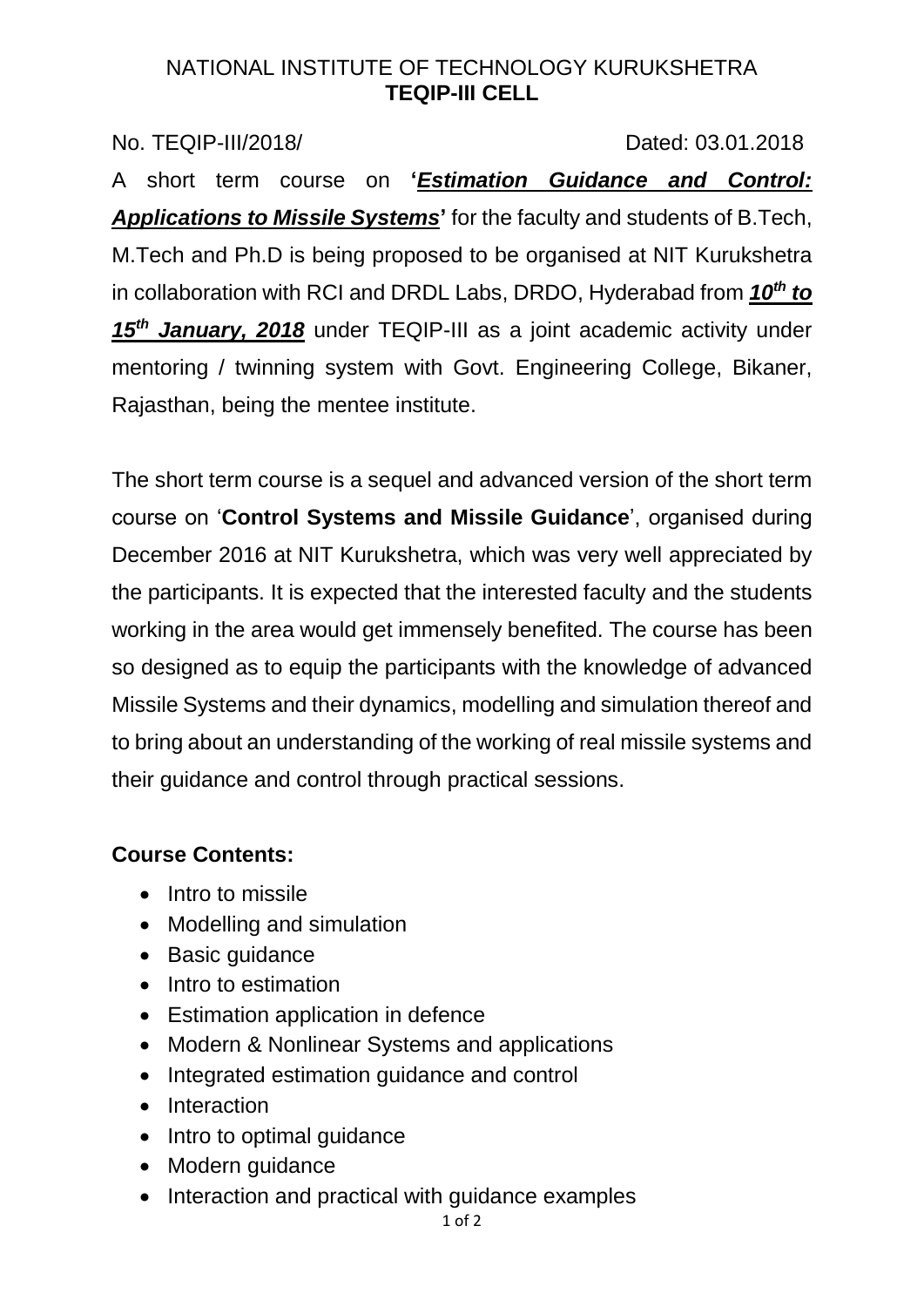NATIONAL INSTITUTE OF TECHNOLOGY KURUKSHETRA
**TEQIP-III CELL**

No. TEQIP-III/2018/ Dated: 03.01.2018

A short term course on **'*Estimation Guidance and Control: Applications to Missile Systems*'** for the faculty and students of B.Tech, M.Tech and Ph.D is being proposed to be organised at NIT Kurukshetra in collaboration with RCI and DRDL Labs, DRDO, Hyderabad from ***10th to 15th January, 2018*** under TEQIP-III as a joint academic activity under mentoring / twinning system with Govt. Engineering College, Bikaner, Rajasthan, being the mentee institute.

The short term course is a sequel and advanced version of the short term course on '**Control Systems and Missile Guidance**', organised during December 2016 at NIT Kurukshetra, which was very well appreciated by the participants. It is expected that the interested faculty and the students working in the area would get immensely benefited. The course has been so designed as to equip the participants with the knowledge of advanced Missile Systems and their dynamics, modelling and simulation thereof and to bring about an understanding of the working of real missile systems and their guidance and control through practical sessions.

**Course Contents:**

- Intro to missile
- Modelling and simulation
- Basic guidance
- Intro to estimation
- Estimation application in defence
- Modern & Nonlinear Systems and applications
- Integrated estimation guidance and control
- Interaction
- Intro to optimal guidance
- Modern guidance
- Interaction and practical with guidance examples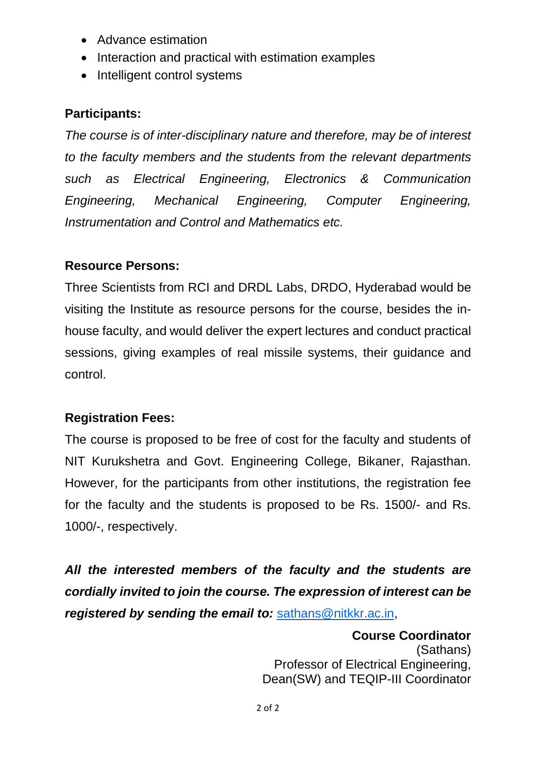- Advance estimation
- Interaction and practical with estimation examples
- Intelligent control systems

**Participants:**

*The course is of inter-disciplinary nature and therefore, may be of interest to the faculty members and the students from the relevant departments such as Electrical Engineering, Electronics & Communication Engineering, Mechanical Engineering, Computer Engineering, Instrumentation and Control and Mathematics etc.*

**Resource Persons:**

Three Scientists from RCI and DRDL Labs, DRDO, Hyderabad would be visiting the Institute as resource persons for the course, besides the in-house faculty, and would deliver the expert lectures and conduct practical sessions, giving examples of real missile systems, their guidance and control.

**Registration Fees:**

The course is proposed to be free of cost for the faculty and students of NIT Kurukshetra and Govt. Engineering College, Bikaner, Rajasthan. However, for the participants from other institutions, the registration fee for the faculty and the students is proposed to be Rs. 1500/- and Rs. 1000/-, respectively.

***All the interested members of the faculty and the students are cordially invited to join the course. The expression of interest can be registered by sending the email to:*** sathans@nitkkr.ac.in,

**Course Coordinator**
(Sathans)
Professor of Electrical Engineering,
Dean(SW) and TEQIP-III Coordinator